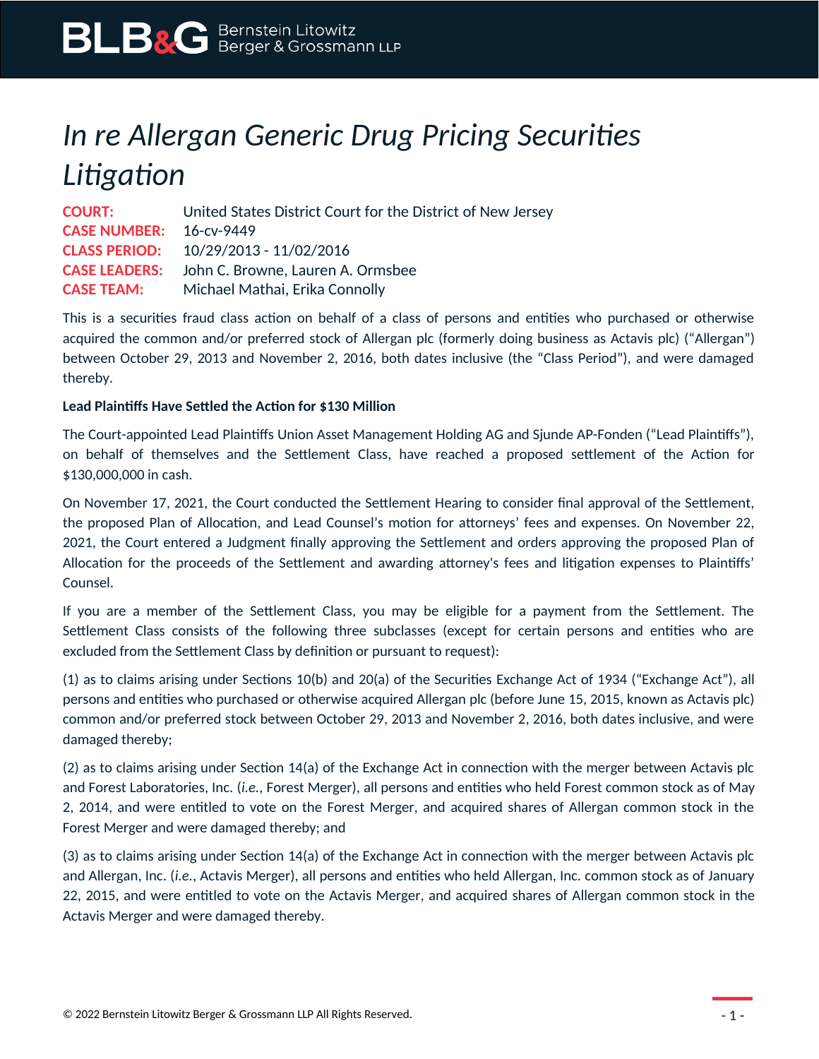# *In re Allergan Generic Drug Pricing Securities Litigation*

**COURT:** United States District Court for the District of New Jersey
**CASE NUMBER:** 16-cv-9449
**CLASS PERIOD:** 10/29/2013 - 11/02/2016
**CASE LEADERS:** John C. Browne, Lauren A. Ormsbee
**CASE TEAM:** Michael Mathai, Erika Connolly

This is a securities fraud class action on behalf of a class of persons and entities who purchased or otherwise acquired the common and/or preferred stock of Allergan plc (formerly doing business as Actavis plc) ("Allergan") between October 29, 2013 and November 2, 2016, both dates inclusive (the "Class Period"), and were damaged thereby.

**Lead Plaintiffs Have Settled the Action for $130 Million**

The Court-appointed Lead Plaintiffs Union Asset Management Holding AG and Sjunde AP-Fonden ("Lead Plaintiffs"), on behalf of themselves and the Settlement Class, have reached a proposed settlement of the Action for $130,000,000 in cash.

On November 17, 2021, the Court conducted the Settlement Hearing to consider final approval of the Settlement, the proposed Plan of Allocation, and Lead Counsel's motion for attorneys' fees and expenses. On November 22, 2021, the Court entered a Judgment finally approving the Settlement and orders approving the proposed Plan of Allocation for the proceeds of the Settlement and awarding attorney's fees and litigation expenses to Plaintiffs' Counsel.

If you are a member of the Settlement Class, you may be eligible for a payment from the Settlement. The Settlement Class consists of the following three subclasses (except for certain persons and entities who are excluded from the Settlement Class by definition or pursuant to request):

(1) as to claims arising under Sections 10(b) and 20(a) of the Securities Exchange Act of 1934 ("Exchange Act"), all persons and entities who purchased or otherwise acquired Allergan plc (before June 15, 2015, known as Actavis plc) common and/or preferred stock between October 29, 2013 and November 2, 2016, both dates inclusive, and were damaged thereby;

(2) as to claims arising under Section 14(a) of the Exchange Act in connection with the merger between Actavis plc and Forest Laboratories, Inc. (*i.e.*, Forest Merger), all persons and entities who held Forest common stock as of May 2, 2014, and were entitled to vote on the Forest Merger, and acquired shares of Allergan common stock in the Forest Merger and were damaged thereby; and

(3) as to claims arising under Section 14(a) of the Exchange Act in connection with the merger between Actavis plc and Allergan, Inc. (*i.e.*, Actavis Merger), all persons and entities who held Allergan, Inc. common stock as of January 22, 2015, and were entitled to vote on the Actavis Merger, and acquired shares of Allergan common stock in the Actavis Merger and were damaged thereby.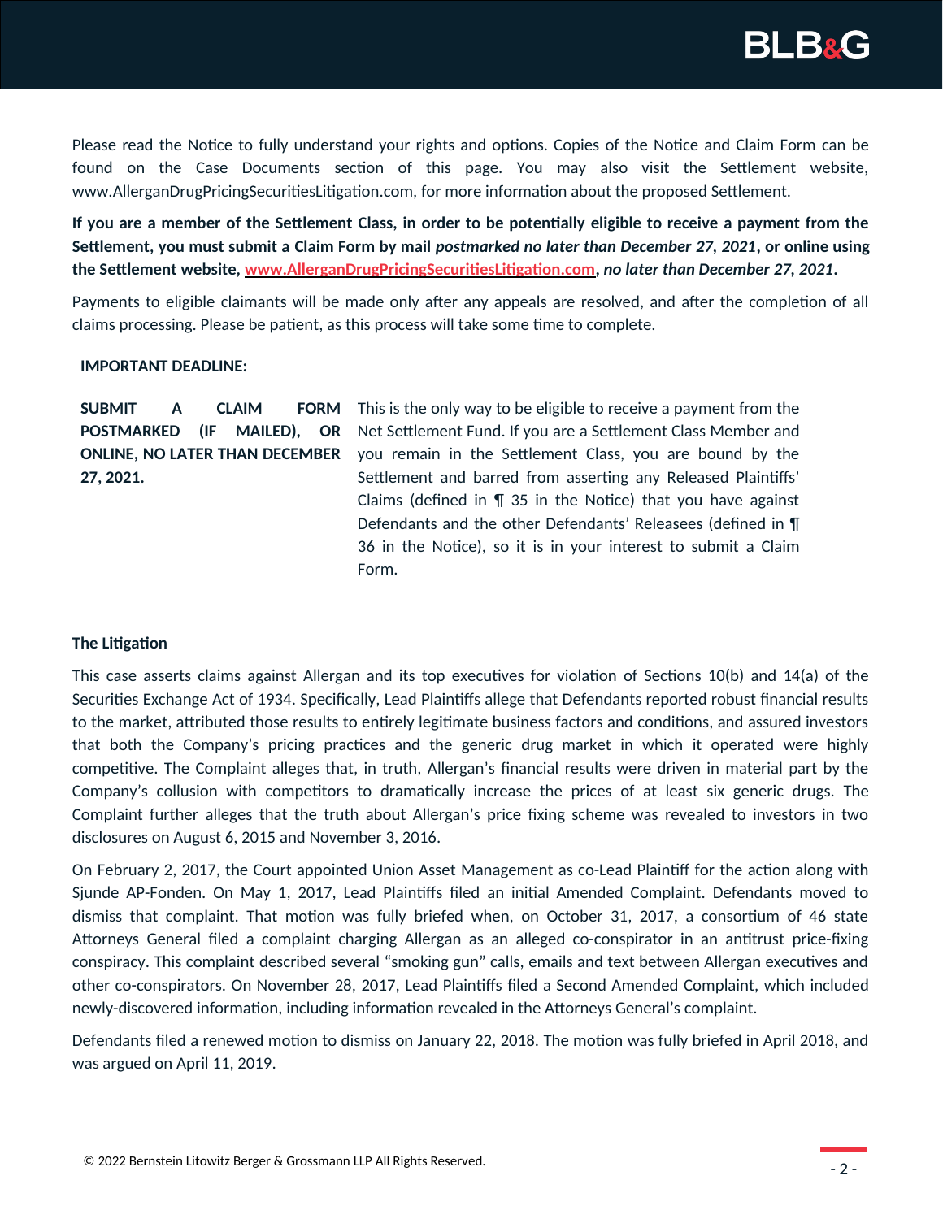Please read the Notice to fully understand your rights and options. Copies of the Notice and Claim Form can be found on the Case Documents section of this page. You may also visit the Settlement website, www.AllerganDrugPricingSecuritiesLitigation.com, for more information about the proposed Settlement.

**If you are a member of the Settlement Class, in order to be potentially eligible to receive a payment from the Settlement, you must submit a Claim Form by mail *postmarked no later than December 27, 2021*, or online using the Settlement website, [www.AllerganDrugPricingSecuritiesLitigation.com](www.AllerganDrugPricingSecuritiesLitigation.com), *no later than December 27, 2021*.**

Payments to eligible claimants will be made only after any appeals are resolved, and after the completion of all claims processing. Please be patient, as this process will take some time to complete.

**IMPORTANT DEADLINE:**

| | |
|---|---|
| **SUBMIT A CLAIM FORM POSTMARKED (IF MAILED), OR ONLINE, NO LATER THAN DECEMBER 27, 2021.** | This is the only way to be eligible to receive a payment from the Net Settlement Fund. If you are a Settlement Class Member and you remain in the Settlement Class, you are bound by the Settlement and barred from asserting any Released Plaintiffs' Claims (defined in ¶ 35 in the Notice) that you have against Defendants and the other Defendants' Releasees (defined in ¶ 36 in the Notice), so it is in your interest to submit a Claim Form. |

**The Litigation**

This case asserts claims against Allergan and its top executives for violation of Sections 10(b) and 14(a) of the Securities Exchange Act of 1934. Specifically, Lead Plaintiffs allege that Defendants reported robust financial results to the market, attributed those results to entirely legitimate business factors and conditions, and assured investors that both the Company's pricing practices and the generic drug market in which it operated were highly competitive. The Complaint alleges that, in truth, Allergan's financial results were driven in material part by the Company's collusion with competitors to dramatically increase the prices of at least six generic drugs. The Complaint further alleges that the truth about Allergan's price fixing scheme was revealed to investors in two disclosures on August 6, 2015 and November 3, 2016.

On February 2, 2017, the Court appointed Union Asset Management as co-Lead Plaintiff for the action along with Sjunde AP-Fonden. On May 1, 2017, Lead Plaintiffs filed an initial Amended Complaint. Defendants moved to dismiss that complaint. That motion was fully briefed when, on October 31, 2017, a consortium of 46 state Attorneys General filed a complaint charging Allergan as an alleged co-conspirator in an antitrust price-fixing conspiracy. This complaint described several "smoking gun" calls, emails and text between Allergan executives and other co-conspirators. On November 28, 2017, Lead Plaintiffs filed a Second Amended Complaint, which included newly-discovered information, including information revealed in the Attorneys General's complaint.

Defendants filed a renewed motion to dismiss on January 22, 2018. The motion was fully briefed in April 2018, and was argued on April 11, 2019.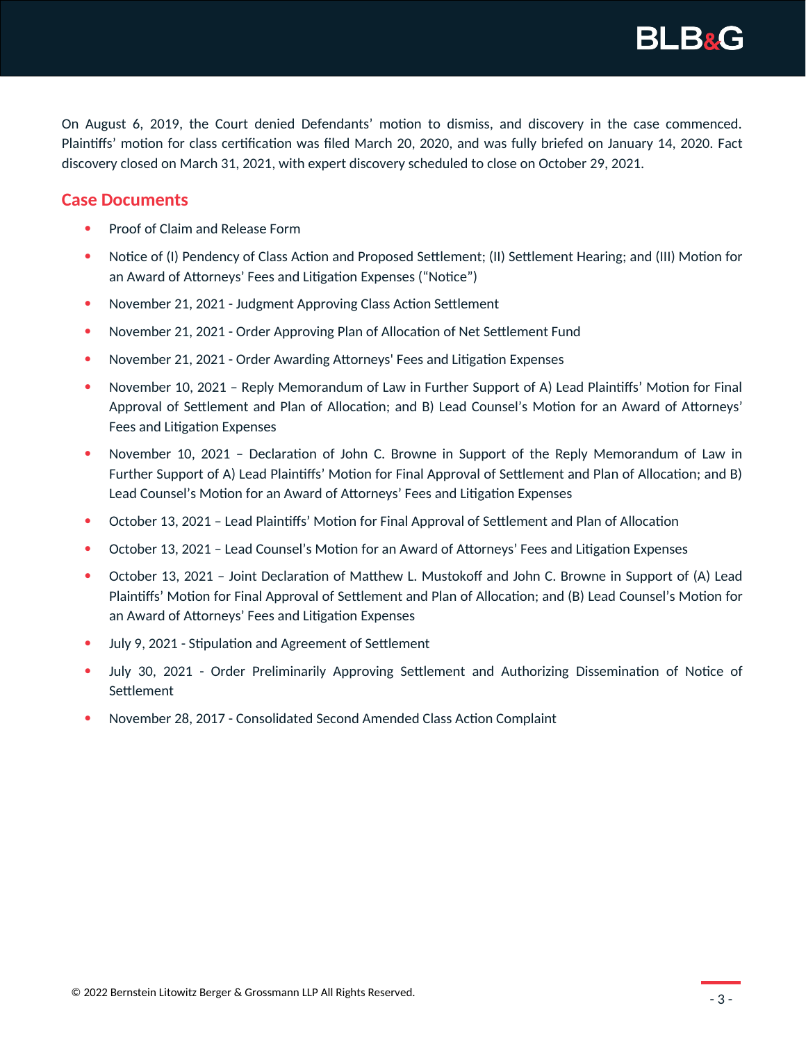On August 6, 2019, the Court denied Defendants' motion to dismiss, and discovery in the case commenced. Plaintiffs' motion for class certification was filed March 20, 2020, and was fully briefed on January 14, 2020. Fact discovery closed on March 31, 2021, with expert discovery scheduled to close on October 29, 2021.

## Case Documents

- Proof of Claim and Release Form
- Notice of (I) Pendency of Class Action and Proposed Settlement; (II) Settlement Hearing; and (III) Motion for an Award of Attorneys' Fees and Litigation Expenses ("Notice")
- November 21, 2021 - Judgment Approving Class Action Settlement
- November 21, 2021 - Order Approving Plan of Allocation of Net Settlement Fund
- November 21, 2021 - Order Awarding Attorneys' Fees and Litigation Expenses
- November 10, 2021 – Reply Memorandum of Law in Further Support of A) Lead Plaintiffs' Motion for Final Approval of Settlement and Plan of Allocation; and B) Lead Counsel's Motion for an Award of Attorneys' Fees and Litigation Expenses
- November 10, 2021 – Declaration of John C. Browne in Support of the Reply Memorandum of Law in Further Support of A) Lead Plaintiffs' Motion for Final Approval of Settlement and Plan of Allocation; and B) Lead Counsel's Motion for an Award of Attorneys' Fees and Litigation Expenses
- October 13, 2021 – Lead Plaintiffs' Motion for Final Approval of Settlement and Plan of Allocation
- October 13, 2021 – Lead Counsel's Motion for an Award of Attorneys' Fees and Litigation Expenses
- October 13, 2021 – Joint Declaration of Matthew L. Mustokoff and John C. Browne in Support of (A) Lead Plaintiffs' Motion for Final Approval of Settlement and Plan of Allocation; and (B) Lead Counsel's Motion for an Award of Attorneys' Fees and Litigation Expenses
- July 9, 2021 - Stipulation and Agreement of Settlement
- July 30, 2021 - Order Preliminarily Approving Settlement and Authorizing Dissemination of Notice of Settlement
- November 28, 2017 - Consolidated Second Amended Class Action Complaint